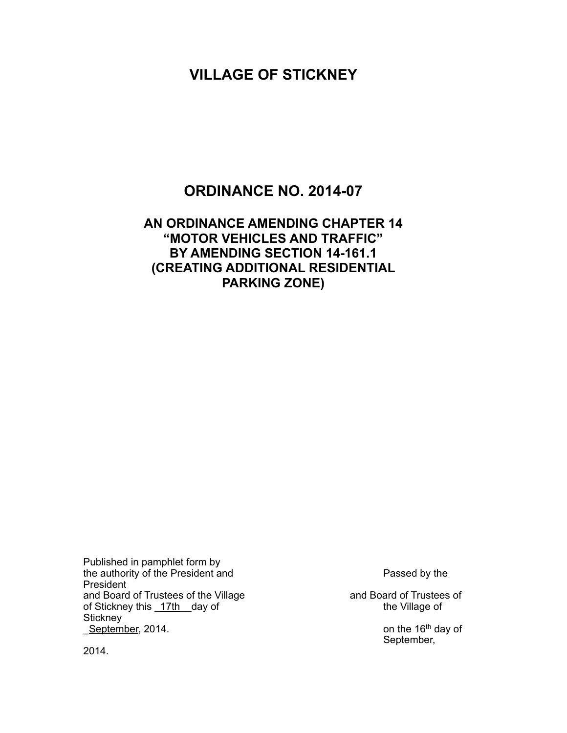# VILLAGE OF STICKNEY

## ORDINANCE NO. 2014-07

### AN ORDINANCE AMENDING CHAPTER 14 "MOTOR VEHICLES AND TRAFFIC" BY AMENDING SECTION 14-161.1 (CREATING ADDITIONAL RESIDENTIAL PARKING ZONE)

Published in pamphlet form by the authority of the President and Board of Trustees of the Village of Stickney this 17th day of September, 2014.

Passed by the President and Board of Trustees of the Village of Stickney on the 16th day of September, 2014.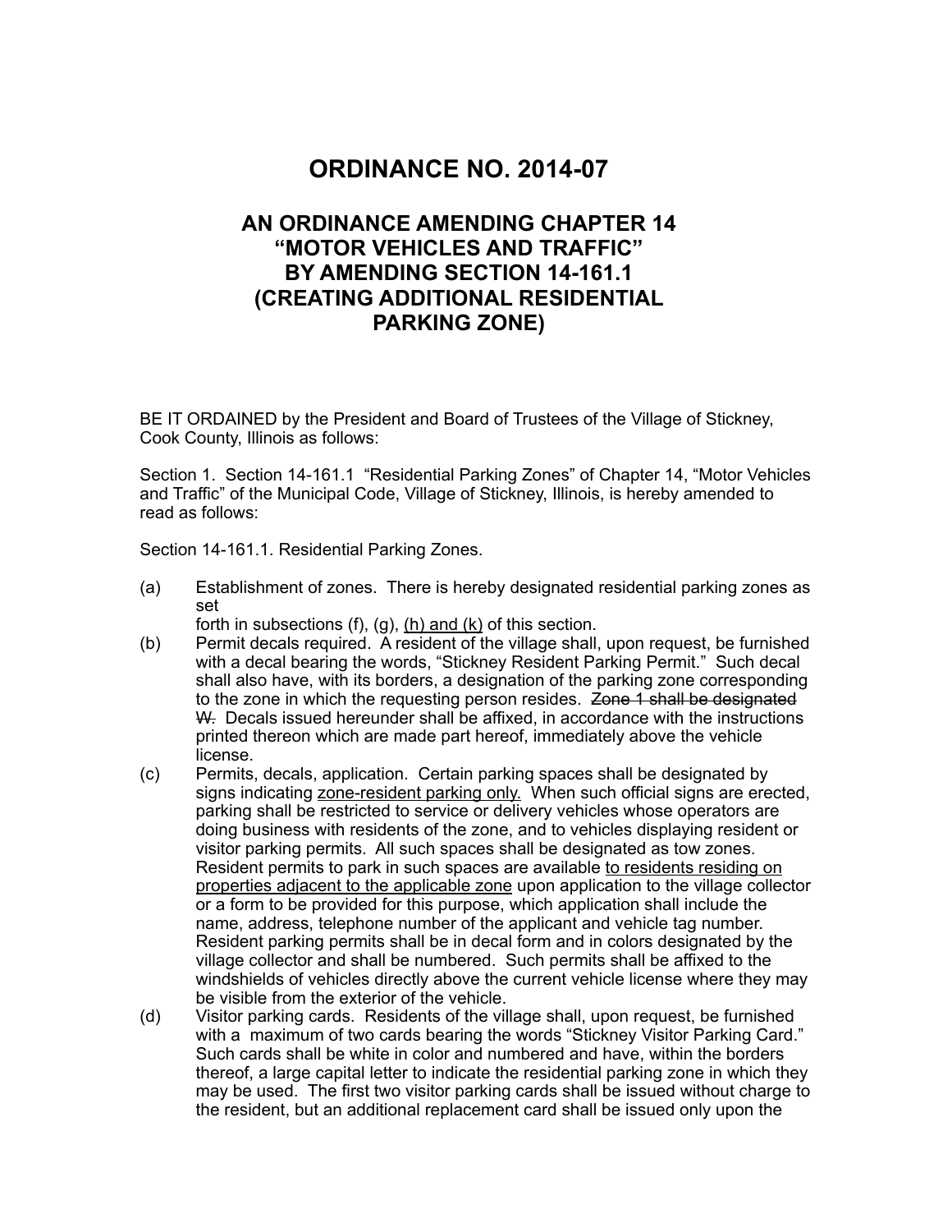# ORDINANCE NO. 2014-07

## AN ORDINANCE AMENDING CHAPTER 14 "MOTOR VEHICLES AND TRAFFIC" BY AMENDING SECTION 14-161.1 (CREATING ADDITIONAL RESIDENTIAL PARKING ZONE)

BE IT ORDAINED by the President and Board of Trustees of the Village of Stickney, Cook County, Illinois as follows:

Section 1. Section 14-161.1 "Residential Parking Zones" of Chapter 14, "Motor Vehicles and Traffic" of the Municipal Code, Village of Stickney, Illinois, is hereby amended to read as follows:

Section 14-161.1. Residential Parking Zones.

(a) Establishment of zones. There is hereby designated residential parking zones as set forth in subsections (f), (g), <u>(h) and (k)</u> of this section.

(b) Permit decals required. A resident of the village shall, upon request, be furnished with a decal bearing the words, "Stickney Resident Parking Permit." Such decal shall also have, with its borders, a designation of the parking zone corresponding to the zone in which the requesting person resides. ~~Zone 1 shall be designated W.~~ Decals issued hereunder shall be affixed, in accordance with the instructions printed thereon which are made part hereof, immediately above the vehicle license.

(c) Permits, decals, application. Certain parking spaces shall be designated by signs indicating <u>zone-resident parking only.</u> When such official signs are erected, parking shall be restricted to service or delivery vehicles whose operators are doing business with residents of the zone, and to vehicles displaying resident or visitor parking permits. All such spaces shall be designated as tow zones. Resident permits to park in such spaces are available <u>to residents residing on properties adjacent to the applicable zone</u> upon application to the village collector or a form to be provided for this purpose, which application shall include the name, address, telephone number of the applicant and vehicle tag number. Resident parking permits shall be in decal form and in colors designated by the village collector and shall be numbered. Such permits shall be affixed to the windshields of vehicles directly above the current vehicle license where they may be visible from the exterior of the vehicle.

(d) Visitor parking cards. Residents of the village shall, upon request, be furnished with a maximum of two cards bearing the words "Stickney Visitor Parking Card." Such cards shall be white in color and numbered and have, within the borders thereof, a large capital letter to indicate the residential parking zone in which they may be used. The first two visitor parking cards shall be issued without charge to the resident, but an additional replacement card shall be issued only upon the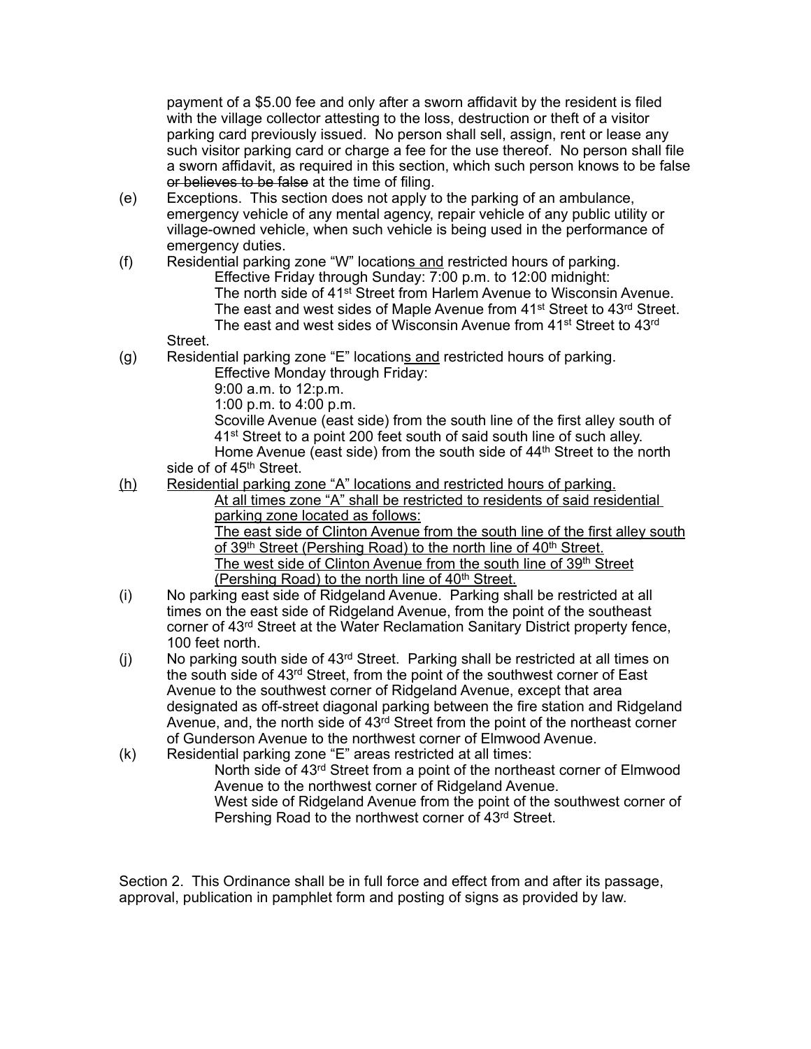payment of a \$5.00 fee and only after a sworn affidavit by the resident is filed with the village collector attesting to the loss, destruction or theft of a visitor parking card previously issued. No person shall sell, assign, rent or lease any such visitor parking card or charge a fee for the use thereof. No person shall file a sworn affidavit, as required in this section, which such person knows to be false ~~or believes to be false~~ at the time of filing.

(e) Exceptions. This section does not apply to the parking of an ambulance, emergency vehicle of any mental agency, repair vehicle of any public utility or village-owned vehicle, when such vehicle is being used in the performance of emergency duties.

(f) Residential parking zone "W" location<u>s and</u> restricted hours of parking.
Effective Friday through Sunday: 7:00 p.m. to 12:00 midnight:
The north side of 41st Street from Harlem Avenue to Wisconsin Avenue.
The east and west sides of Maple Avenue from 41st Street to 43rd Street.
The east and west sides of Wisconsin Avenue from 41st Street to 43rd Street.

(g) Residential parking zone "E" location<u>s and</u> restricted hours of parking.
Effective Monday through Friday:
9:00 a.m. to 12:p.m.
1:00 p.m. to 4:00 p.m.
Scoville Avenue (east side) from the south line of the first alley south of 41st Street to a point 200 feet south of said south line of such alley.
Home Avenue (east side) from the south side of 44th Street to the north side of of 45th Street.

<u>(h) Residential parking zone "A" locations and restricted hours of parking.</u>
<u>At all times zone "A" shall be restricted to residents of said residential parking zone located as follows:</u>
<u>The east side of Clinton Avenue from the south line of the first alley south of 39th Street (Pershing Road) to the north line of 40th Street.</u>
<u>The west side of Clinton Avenue from the south line of 39th Street (Pershing Road) to the north line of 40th Street.</u>

(i) No parking east side of Ridgeland Avenue. Parking shall be restricted at all times on the east side of Ridgeland Avenue, from the point of the southeast corner of 43rd Street at the Water Reclamation Sanitary District property fence, 100 feet north.

(j) No parking south side of 43rd Street. Parking shall be restricted at all times on the south side of 43rd Street, from the point of the southwest corner of East Avenue to the southwest corner of Ridgeland Avenue, except that area designated as off-street diagonal parking between the fire station and Ridgeland Avenue, and, the north side of 43rd Street from the point of the northeast corner of Gunderson Avenue to the northwest corner of Elmwood Avenue.

(k) Residential parking zone "E" areas restricted at all times:
North side of 43rd Street from a point of the northeast corner of Elmwood Avenue to the northwest corner of Ridgeland Avenue.
West side of Ridgeland Avenue from the point of the southwest corner of Pershing Road to the northwest corner of 43rd Street.

Section 2. This Ordinance shall be in full force and effect from and after its passage, approval, publication in pamphlet form and posting of signs as provided by law.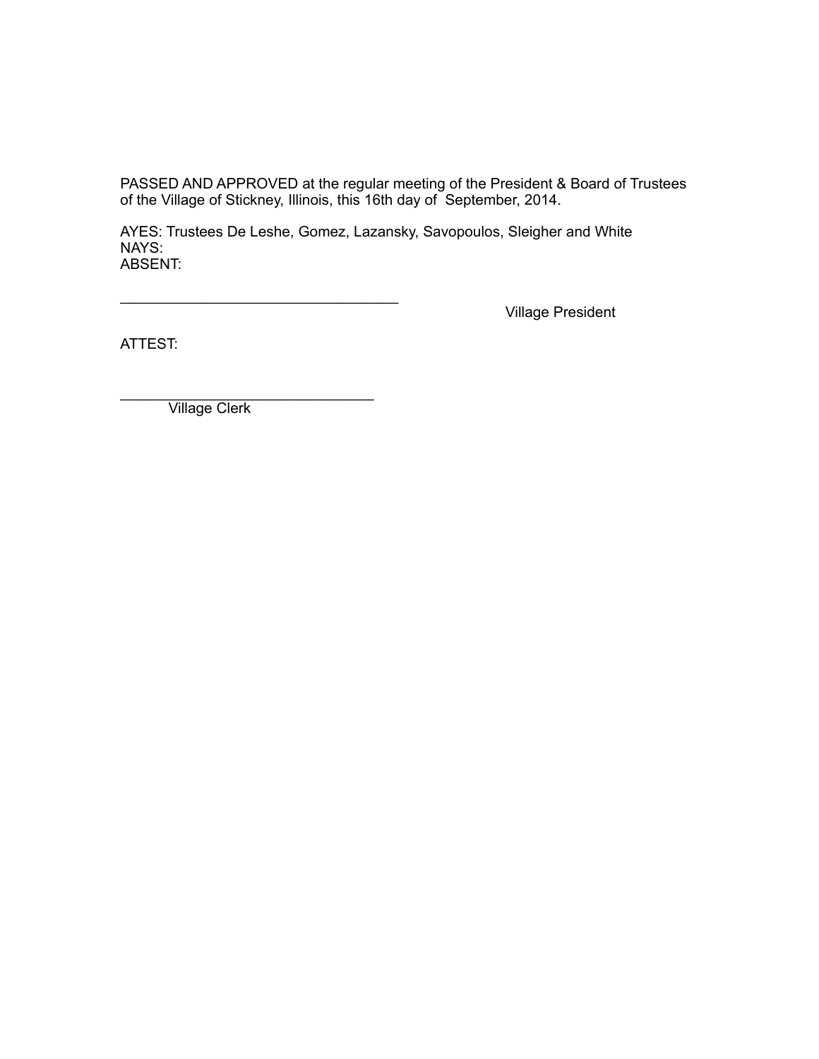PASSED AND APPROVED at the regular meeting of the President & Board of Trustees of the Village of Stickney, Illinois, this 16th day of September, 2014.

AYES: Trustees De Leshe, Gomez, Lazansky, Savopoulos, Sleigher and White
NAYS:
ABSENT:

___________________________________
Village President

ATTEST:

________________________________
Village Clerk